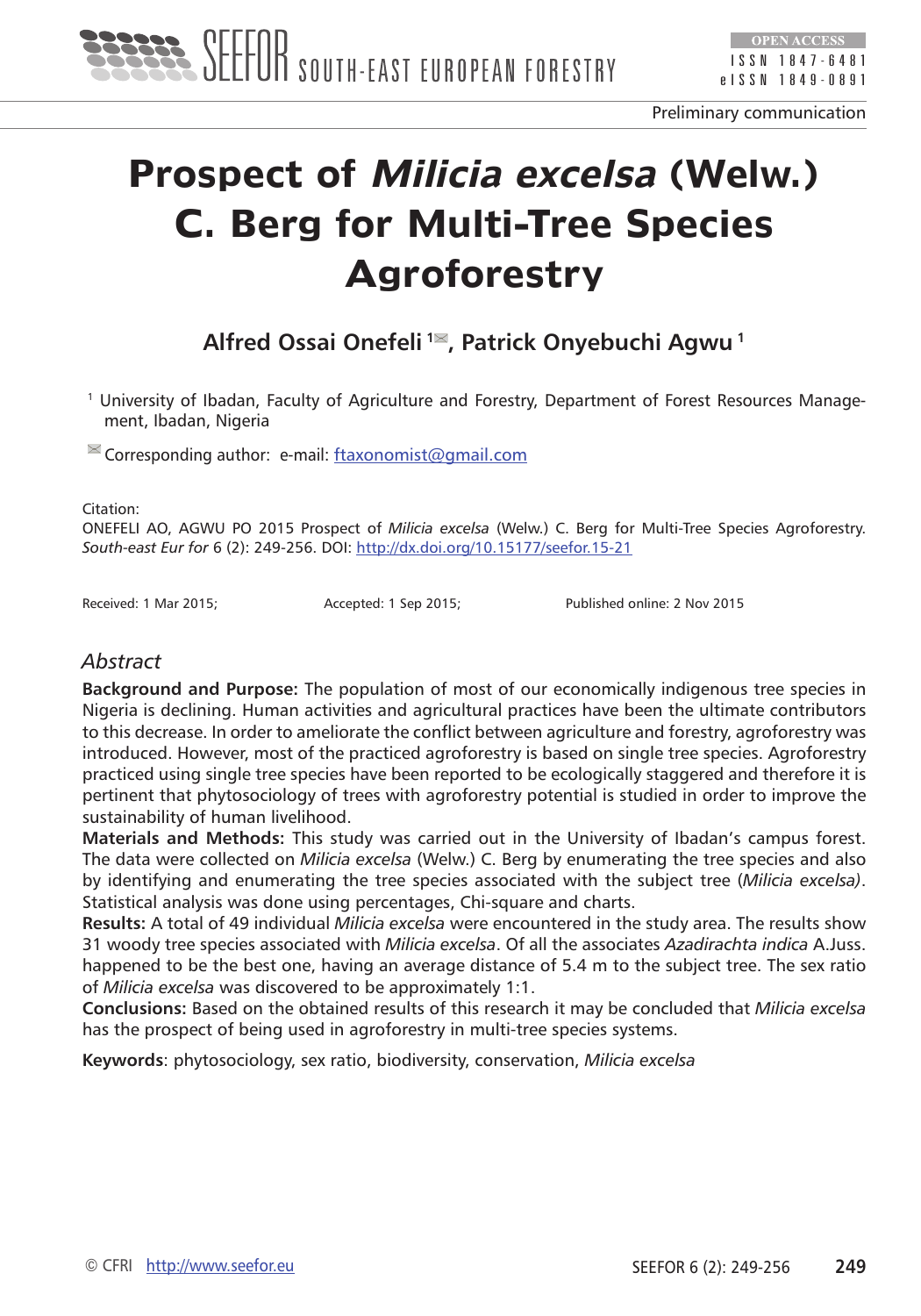Preliminary communication

# Prospect of *Milicia excelsa* (Welw.) C. Berg for Multi-Tree Species Agroforestry

**Alfred Ossai Onefeli** [1], **Patrick Onyebuchi Agwu** [1]

[1] University of Ibadan, Faculty of Agriculture and Forestry, Department of Forest Resources Management, Ibadan, Nigeria

Corresponding author: e-mail: ftaxonomist@gmail.com

Citation:
ONEFELI AO, AGWU PO 2015 Prospect of *Milicia excelsa* (Welw.) C. Berg for Multi-Tree Species Agroforestry. *South-east Eur for* 6 (2): 249-256. DOI: http://dx.doi.org/10.15177/seefor.15-21

Received: 1 Mar 2015; Accepted: 1 Sep 2015; Published online: 2 Nov 2015

## *Abstract*

**Background and Purpose:** The population of most of our economically indigenous tree species in Nigeria is declining. Human activities and agricultural practices have been the ultimate contributors to this decrease. In order to ameliorate the conflict between agriculture and forestry, agroforestry was introduced. However, most of the practiced agroforestry is based on single tree species. Agroforestry practiced using single tree species have been reported to be ecologically staggered and therefore it is pertinent that phytosociology of trees with agroforestry potential is studied in order to improve the sustainability of human livelihood.

**Materials and Methods:** This study was carried out in the University of Ibadan's campus forest. The data were collected on *Milicia excelsa* (Welw.) C. Berg by enumerating the tree species and also by identifying and enumerating the tree species associated with the subject tree (*Milicia excelsa)*. Statistical analysis was done using percentages, Chi-square and charts.

**Results:** A total of 49 individual *Milicia excelsa* were encountered in the study area. The results show 31 woody tree species associated with *Milicia excelsa*. Of all the associates *Azadirachta indica* A.Juss. happened to be the best one, having an average distance of 5.4 m to the subject tree. The sex ratio of *Milicia excelsa* was discovered to be approximately 1:1.

**Conclusions:** Based on the obtained results of this research it may be concluded that *Milicia excelsa* has the prospect of being used in agroforestry in multi-tree species systems.

**Keywords**: phytosociology, sex ratio, biodiversity, conservation, *Milicia excelsa*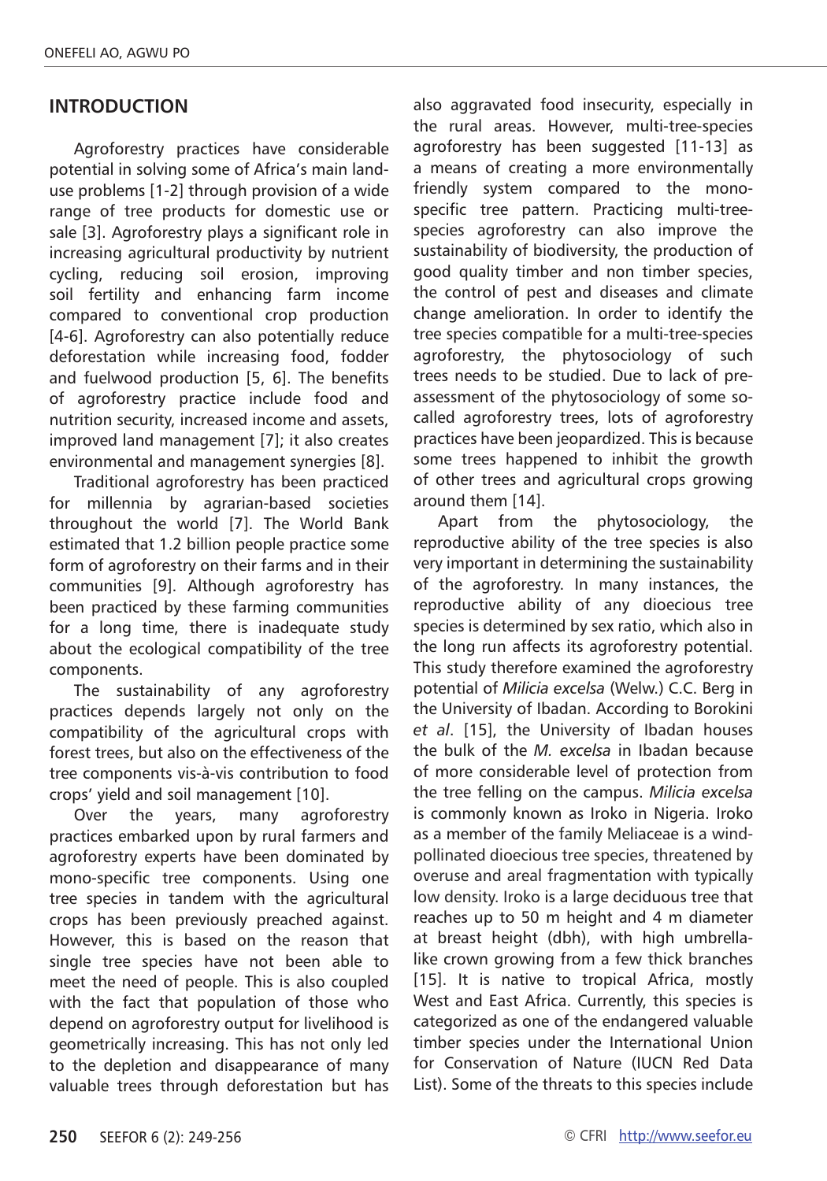## INTRODUCTION

Agroforestry practices have considerable potential in solving some of Africa's main land-use problems [1-2] through provision of a wide range of tree products for domestic use or sale [3]. Agroforestry plays a significant role in increasing agricultural productivity by nutrient cycling, reducing soil erosion, improving soil fertility and enhancing farm income compared to conventional crop production [4-6]. Agroforestry can also potentially reduce deforestation while increasing food, fodder and fuelwood production [5, 6]. The benefits of agroforestry practice include food and nutrition security, increased income and assets, improved land management [7]; it also creates environmental and management synergies [8].

Traditional agroforestry has been practiced for millennia by agrarian-based societies throughout the world [7]. The World Bank estimated that 1.2 billion people practice some form of agroforestry on their farms and in their communities [9]. Although agroforestry has been practiced by these farming communities for a long time, there is inadequate study about the ecological compatibility of the tree components.

The sustainability of any agroforestry practices depends largely not only on the compatibility of the agricultural crops with forest trees, but also on the effectiveness of the tree components vis-à-vis contribution to food crops' yield and soil management [10].

Over the years, many agroforestry practices embarked upon by rural farmers and agroforestry experts have been dominated by mono-specific tree components. Using one tree species in tandem with the agricultural crops has been previously preached against. However, this is based on the reason that single tree species have not been able to meet the need of people. This is also coupled with the fact that population of those who depend on agroforestry output for livelihood is geometrically increasing. This has not only led to the depletion and disappearance of many valuable trees through deforestation but has also aggravated food insecurity, especially in the rural areas. However, multi-tree-species agroforestry has been suggested [11-13] as a means of creating a more environmentally friendly system compared to the mono-specific tree pattern. Practicing multi-tree-species agroforestry can also improve the sustainability of biodiversity, the production of good quality timber and non timber species, the control of pest and diseases and climate change amelioration. In order to identify the tree species compatible for a multi-tree-species agroforestry, the phytosociology of such trees needs to be studied. Due to lack of pre-assessment of the phytosociology of some so-called agroforestry trees, lots of agroforestry practices have been jeopardized. This is because some trees happened to inhibit the growth of other trees and agricultural crops growing around them [14].

Apart from the phytosociology, the reproductive ability of the tree species is also very important in determining the sustainability of the agroforestry. In many instances, the reproductive ability of any dioecious tree species is determined by sex ratio, which also in the long run affects its agroforestry potential. This study therefore examined the agroforestry potential of *Milicia excelsa* (Welw.) C.C. Berg in the University of Ibadan. According to Borokini *et al*. [15], the University of Ibadan houses the bulk of the *M. excelsa* in Ibadan because of more considerable level of protection from the tree felling on the campus. *Milicia excelsa* is commonly known as Iroko in Nigeria. Iroko as a member of the family Meliaceae is a wind-pollinated dioecious tree species, threatened by overuse and areal fragmentation with typically low density. Iroko is a large deciduous tree that reaches up to 50 m height and 4 m diameter at breast height (dbh), with high umbrella-like crown growing from a few thick branches [15]. It is native to tropical Africa, mostly West and East Africa. Currently, this species is categorized as one of the endangered valuable timber species under the International Union for Conservation of Nature (IUCN Red Data List). Some of the threats to this species include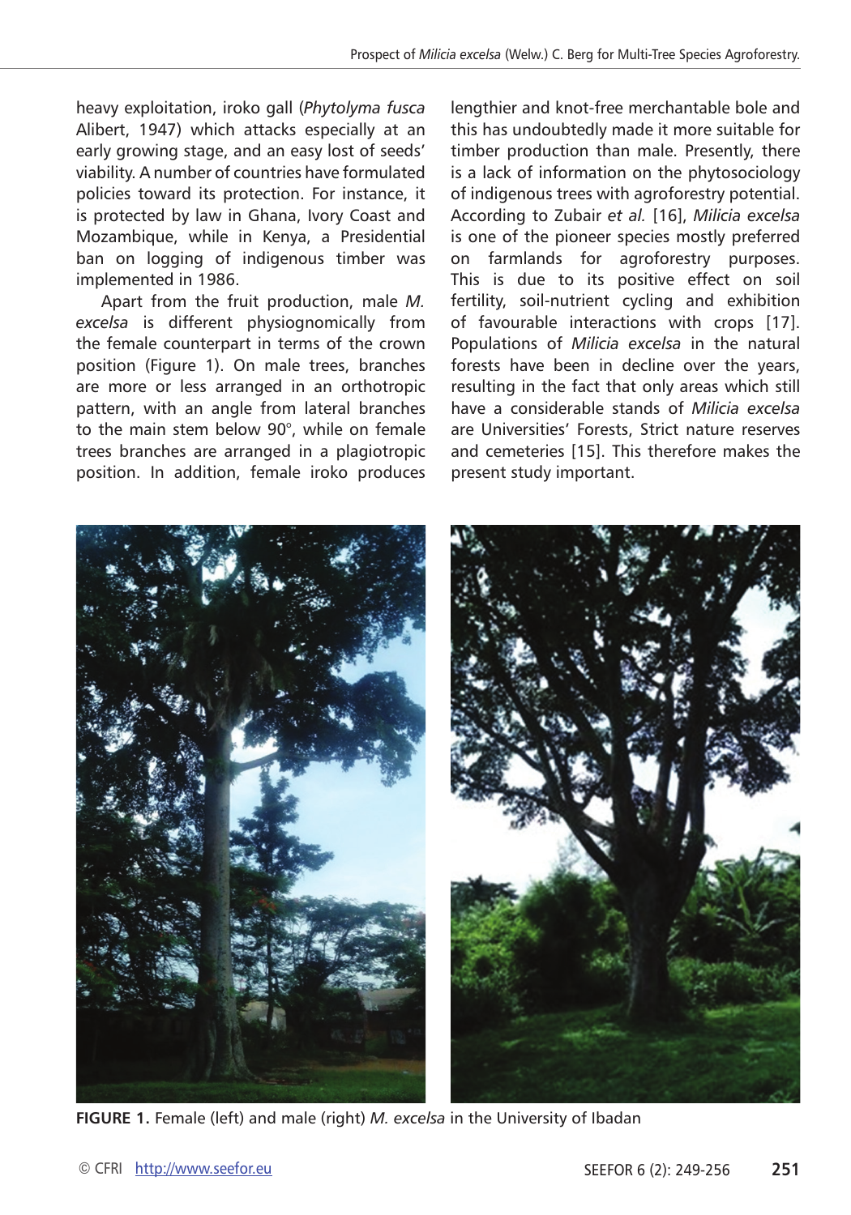heavy exploitation, iroko gall (*Phytolyma fusca* Alibert, 1947) which attacks especially at an early growing stage, and an easy lost of seeds' viability. A number of countries have formulated policies toward its protection. For instance, it is protected by law in Ghana, Ivory Coast and Mozambique, while in Kenya, a Presidential ban on logging of indigenous timber was implemented in 1986.

Apart from the fruit production, male *M. excelsa* is different physiognomically from the female counterpart in terms of the crown position (Figure 1). On male trees, branches are more or less arranged in an orthotropic pattern, with an angle from lateral branches to the main stem below 90°, while on female trees branches are arranged in a plagiotropic position. In addition, female iroko produces lengthier and knot-free merchantable bole and this has undoubtedly made it more suitable for timber production than male. Presently, there is a lack of information on the phytosociology of indigenous trees with agroforestry potential. According to Zubair *et al.* [16], *Milicia excelsa* is one of the pioneer species mostly preferred on farmlands for agroforestry purposes. This is due to its positive effect on soil fertility, soil-nutrient cycling and exhibition of favourable interactions with crops [17]. Populations of *Milicia excelsa* in the natural forests have been in decline over the years, resulting in the fact that only areas which still have a considerable stands of *Milicia excelsa* are Universities' Forests, Strict nature reserves and cemeteries [15]. This therefore makes the present study important.

**FIGURE 1.** Female (left) and male (right) *M. excelsa* in the University of Ibadan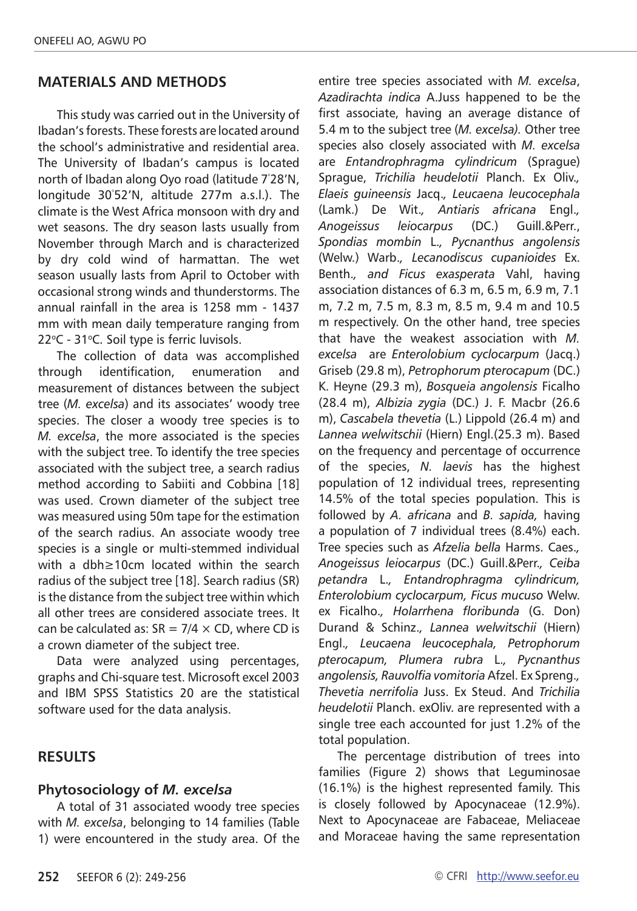## MATERIALS AND METHODS

This study was carried out in the University of Ibadan's forests. These forests are located around the school's administrative and residential area. The University of Ibadan's campus is located north of Ibadan along Oyo road (latitude 7°28'N, longitude 30°52'N, altitude 277m a.s.l.). The climate is the West Africa monsoon with dry and wet seasons. The dry season lasts usually from November through March and is characterized by dry cold wind of harmattan. The wet season usually lasts from April to October with occasional strong winds and thunderstorms. The annual rainfall in the area is 1258 mm - 1437 mm with mean daily temperature ranging from 22°C - 31°C. Soil type is ferric luvisols.

The collection of data was accomplished through identification, enumeration and measurement of distances between the subject tree (*M. excelsa*) and its associates' woody tree species. The closer a woody tree species is to *M. excelsa*, the more associated is the species with the subject tree. To identify the tree species associated with the subject tree, a search radius method according to Sabiiti and Cobbina [18] was used. Crown diameter of the subject tree was measured using 50m tape for the estimation of the search radius. An associate woody tree species is a single or multi-stemmed individual with a dbh≥10cm located within the search radius of the subject tree [18]. Search radius (SR) is the distance from the subject tree within which all other trees are considered associate trees. It can be calculated as: $SR = 7/4 \times CD$, where CD is a crown diameter of the subject tree.

Data were analyzed using percentages, graphs and Chi-square test. Microsoft excel 2003 and IBM SPSS Statistics 20 are the statistical software used for the data analysis.

## RESULTS

### Phytosociology of *M. excelsa*

A total of 31 associated woody tree species with *M. excelsa*, belonging to 14 families (Table 1) were encountered in the study area. Of the entire tree species associated with *M. excelsa*, *Azadirachta indica* A.Juss happened to be the first associate, having an average distance of 5.4 m to the subject tree (*M. excelsa).* Other tree species also closely associated with *M. excelsa* are *Entandrophragma cylindricum* (Sprague) Sprague, *Trichilia heudelotii* Planch. Ex Oliv., *Elaeis guineensis* Jacq., *Leucaena leucocephala* (Lamk.) De Wit., *Antiaris africana* Engl., *Anogeissus leiocarpus* (DC.) Guill.&Perr., *Spondias mombin* L., *Pycnanthus angolensis* (Welw.) Warb., *Lecanodiscus cupanioides* Ex. Benth., *and Ficus exasperata* Vahl, having association distances of 6.3 m, 6.5 m, 6.9 m, 7.1 m, 7.2 m, 7.5 m, 8.3 m, 8.5 m, 9.4 m and 10.5 m respectively. On the other hand, tree species that have the weakest association with *M. excelsa* are *Enterolobium cyclocarpum* (Jacq.) Griseb (29.8 m), *Petrophorum pterocapum* (DC.) K. Heyne (29.3 m), *Bosqueia angolensis* Ficalho (28.4 m), *Albizia zygia* (DC.) J. F. Macbr (26.6 m), *Cascabela thevetia* (L.) Lippold (26.4 m) and *Lannea welwitschii* (Hiern) Engl.(25.3 m). Based on the frequency and percentage of occurrence of the species, *N. laevis* has the highest population of 12 individual trees, representing 14.5% of the total species population. This is followed by *A. africana* and *B. sapida,* having a population of 7 individual trees (8.4%) each. Tree species such as *Afzelia bella* Harms. Caes., *Anogeissus leiocarpus* (DC.) Guill.&Perr., *Ceiba petandra* L., *Entandrophragma cylindricum, Enterolobium cyclocarpum, Ficus mucuso* Welw. ex Ficalho., *Holarrhena floribunda* (G. Don) Durand & Schinz., *Lannea welwitschii* (Hiern) Engl., *Leucaena leucocephala, Petrophorum pterocapum, Plumera rubra* L., *Pycnanthus angolensis, Rauvolfia vomitoria* Afzel. Ex Spreng., *Thevetia nerrifolia* Juss. Ex Steud. And *Trichilia heudelotii* Planch. exOliv. are represented with a single tree each accounted for just 1.2% of the total population.

The percentage distribution of trees into families (Figure 2) shows that Leguminosae (16.1%) is the highest represented family. This is closely followed by Apocynaceae (12.9%). Next to Apocynaceae are Fabaceae, Meliaceae and Moraceae having the same representation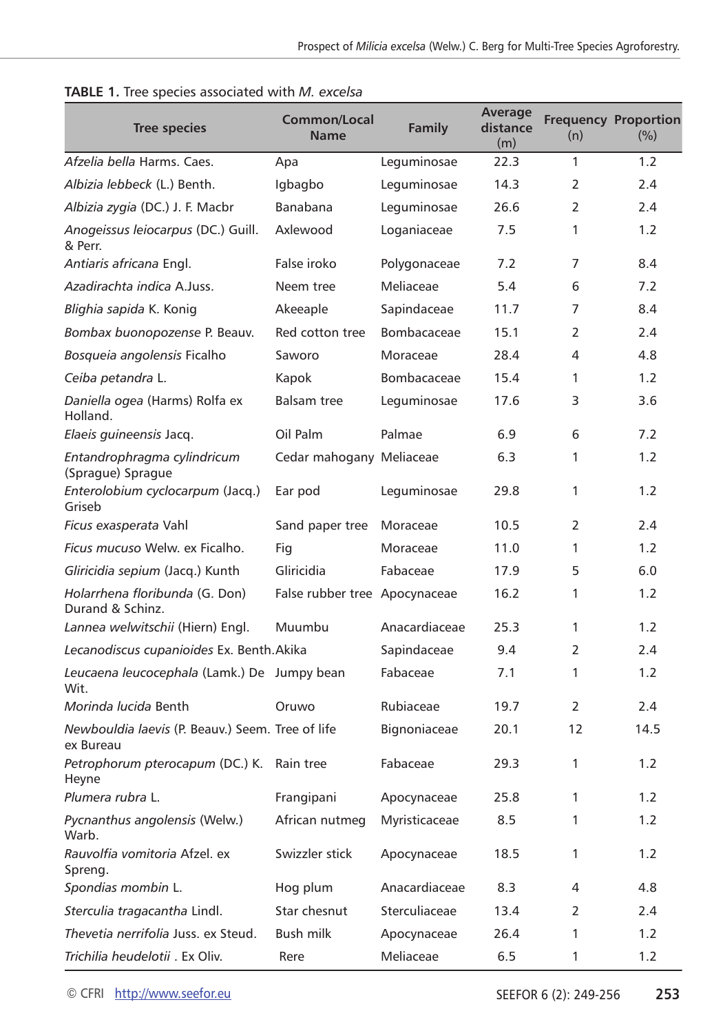**TABLE 1.** Tree species associated with *M. excelsa*

| Tree species | Common/Local Name | Family | Average distance (m) | Frequency (n) | Proportion (%) |
|---|---|---|---|---|---|
| *Afzelia bella* Harms. Caes. | Apa | Leguminosae | 22.3 | 1 | 1.2 |
| *Albizia lebbeck* (L.) Benth. | Igbagbo | Leguminosae | 14.3 | 2 | 2.4 |
| *Albizia zygia* (DC.) J. F. Macbr | Banabana | Leguminosae | 26.6 | 2 | 2.4 |
| *Anogeissus leiocarpus* (DC.) Guill. & Perr. | Axlewood | Loganiaceae | 7.5 | 1 | 1.2 |
| *Antiaris africana* Engl. | False iroko | Polygonaceae | 7.2 | 7 | 8.4 |
| *Azadirachta indica* A.Juss. | Neem tree | Meliaceae | 5.4 | 6 | 7.2 |
| *Blighia sapida* K. Konig | Akeeaple | Sapindaceae | 11.7 | 7 | 8.4 |
| *Bombax buonopozense* P. Beauv. | Red cotton tree | Bombacaceae | 15.1 | 2 | 2.4 |
| *Bosqueia angolensis* Ficalho | Saworo | Moraceae | 28.4 | 4 | 4.8 |
| *Ceiba petandra* L. | Kapok | Bombacaceae | 15.4 | 1 | 1.2 |
| *Daniella ogea* (Harms) Rolfa ex Holland. | Balsam tree | Leguminosae | 17.6 | 3 | 3.6 |
| *Elaeis guineensis* Jacq. | Oil Palm | Palmae | 6.9 | 6 | 7.2 |
| *Entandrophragma cylindricum* (Sprague) Sprague | Cedar mahogany | Meliaceae | 6.3 | 1 | 1.2 |
| *Enterolobium cyclocarpum* (Jacq.) Griseb | Ear pod | Leguminosae | 29.8 | 1 | 1.2 |
| *Ficus exasperata* Vahl | Sand paper tree | Moraceae | 10.5 | 2 | 2.4 |
| *Ficus mucuso* Welw. ex Ficalho. | Fig | Moraceae | 11.0 | 1 | 1.2 |
| *Gliricidia sepium* (Jacq.) Kunth | Gliricidia | Fabaceae | 17.9 | 5 | 6.0 |
| *Holarrhena floribunda* (G. Don) Durand & Schinz. | False rubber tree | Apocynaceae | 16.2 | 1 | 1.2 |
| *Lannea welwitschii* (Hiern) Engl. | Muumbu | Anacardiaceae | 25.3 | 1 | 1.2 |
| *Lecanodiscus cupanioides* Ex. Benth. | Akika | Sapindaceae | 9.4 | 2 | 2.4 |
| *Leucaena leucocephala* (Lamk.) De Wit. | Jumpy bean | Fabaceae | 7.1 | 1 | 1.2 |
| *Morinda lucida* Benth | Oruwo | Rubiaceae | 19.7 | 2 | 2.4 |
| *Newbouldia laevis* (P. Beauv.) Seem. ex Bureau | Tree of life | Bignoniaceae | 20.1 | 12 | 14.5 |
| *Petrophorum pterocapum* (DC.) K. Heyne | Rain tree | Fabaceae | 29.3 | 1 | 1.2 |
| *Plumera rubra* L. | Frangipani | Apocynaceae | 25.8 | 1 | 1.2 |
| *Pycnanthus angolensis* (Welw.) Warb. | African nutmeg | Myristicaceae | 8.5 | 1 | 1.2 |
| *Rauvolfia vomitoria* Afzel. ex Spreng. | Swizzler stick | Apocynaceae | 18.5 | 1 | 1.2 |
| *Spondias mombin* L. | Hog plum | Anacardiaceae | 8.3 | 4 | 4.8 |
| *Sterculia tragacantha* Lindl. | Star chesnut | Sterculiaceae | 13.4 | 2 | 2.4 |
| *Thevetia nerrifolia* Juss. ex Steud. | Bush milk | Apocynaceae | 26.4 | 1 | 1.2 |
| *Trichilia heudelotii* . Ex Oliv. | Rere | Meliaceae | 6.5 | 1 | 1.2 |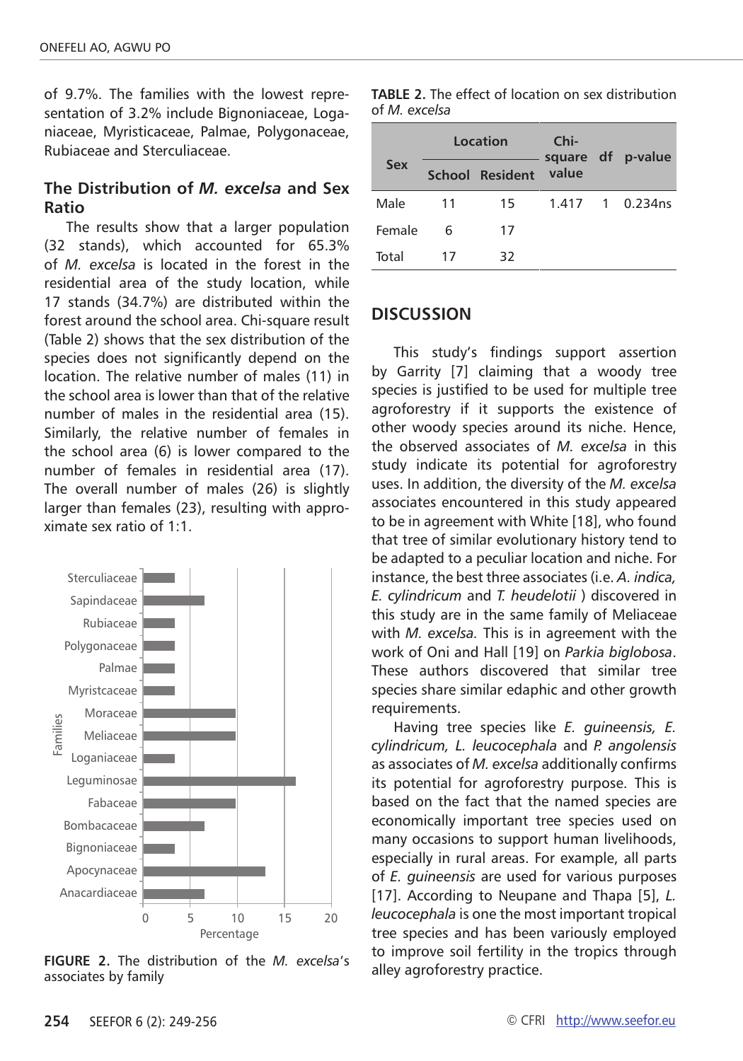of 9.7%. The families with the lowest representation of 3.2% include Bignoniaceae, Loganiaceae, Myristicaceae, Palmae, Polygonaceae, Rubiaceae and Sterculiaceae.

### The Distribution of *M. excelsa* and Sex Ratio

The results show that a larger population (32 stands), which accounted for 65.3% of *M. excelsa* is located in the forest in the residential area of the study location, while 17 stands (34.7%) are distributed within the forest around the school area. Chi-square result (Table 2) shows that the sex distribution of the species does not significantly depend on the location. The relative number of males (11) in the school area is lower than that of the relative number of males in the residential area (15). Similarly, the relative number of females in the school area (6) is lower compared to the number of females in residential area (17). The overall number of males (26) is slightly larger than females (23), resulting with approximate sex ratio of 1:1.

FIGURE 2. The distribution of the *M. excelsa*'s associates by family

**TABLE 2.** The effect of location on sex distribution of *M. excelsa*

| Sex | Location | | Chi-square value | df | p-value |
|---|---|---|---|---|---|
| | School | Resident | | | |
| Male | 11 | 15 | 1.417 | 1 | 0.234ns |
| Female | 6 | 17 | | | |
| Total | 17 | 32 | | | |

## DISCUSSION

This study's findings support assertion by Garrity [7] claiming that a woody tree species is justified to be used for multiple tree agroforestry if it supports the existence of other woody species around its niche. Hence, the observed associates of *M. excelsa* in this study indicate its potential for agroforestry uses. In addition, the diversity of the *M. excelsa* associates encountered in this study appeared to be in agreement with White [18], who found that tree of similar evolutionary history tend to be adapted to a peculiar location and niche. For instance, the best three associates (i.e. *A. indica, E. cylindricum* and *T. heudelotii* ) discovered in this study are in the same family of Meliaceae with *M. excelsa.* This is in agreement with the work of Oni and Hall [19] on *Parkia biglobosa*. These authors discovered that similar tree species share similar edaphic and other growth requirements.

Having tree species like *E. guineensis, E. cylindricum, L. leucocephala* and *P. angolensis* as associates of *M. excelsa* additionally confirms its potential for agroforestry purpose. This is based on the fact that the named species are economically important tree species used on many occasions to support human livelihoods, especially in rural areas. For example, all parts of *E. guineensis* are used for various purposes [17]. According to Neupane and Thapa [5], *L. leucocephala* is one the most important tropical tree species and has been variously employed to improve soil fertility in the tropics through alley agroforestry practice.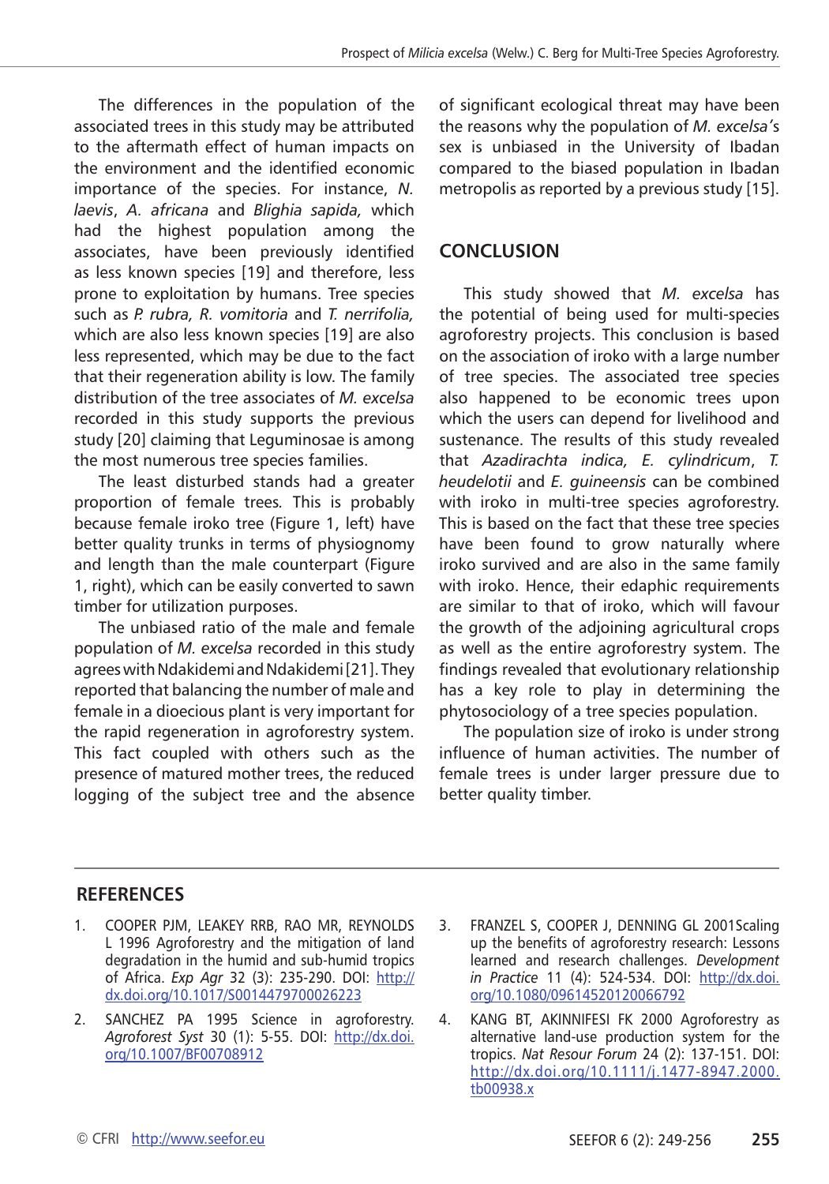The differences in the population of the associated trees in this study may be attributed to the aftermath effect of human impacts on the environment and the identified economic importance of the species. For instance, *N. laevis*, *A. africana* and *Blighia sapida,* which had the highest population among the associates, have been previously identified as less known species [19] and therefore, less prone to exploitation by humans. Tree species such as *P. rubra, R. vomitoria* and *T. nerrifolia,* which are also less known species [19] are also less represented, which may be due to the fact that their regeneration ability is low. The family distribution of the tree associates of *M. excelsa* recorded in this study supports the previous study [20] claiming that Leguminosae is among the most numerous tree species families.

The least disturbed stands had a greater proportion of female trees. This is probably because female iroko tree (Figure 1, left) have better quality trunks in terms of physiognomy and length than the male counterpart (Figure 1, right), which can be easily converted to sawn timber for utilization purposes.

The unbiased ratio of the male and female population of *M. excelsa* recorded in this study agrees with Ndakidemi and Ndakidemi [21]. They reported that balancing the number of male and female in a dioecious plant is very important for the rapid regeneration in agroforestry system. This fact coupled with others such as the presence of matured mother trees, the reduced logging of the subject tree and the absence of significant ecological threat may have been the reasons why the population of *M. excelsa'*s sex is unbiased in the University of Ibadan compared to the biased population in Ibadan metropolis as reported by a previous study [15].

## CONCLUSION

This study showed that *M. excelsa* has the potential of being used for multi-species agroforestry projects. This conclusion is based on the association of iroko with a large number of tree species. The associated tree species also happened to be economic trees upon which the users can depend for livelihood and sustenance. The results of this study revealed that *Azadirachta indica, E. cylindricum*, *T. heudelotii* and *E. guineensis* can be combined with iroko in multi-tree species agroforestry. This is based on the fact that these tree species have been found to grow naturally where iroko survived and are also in the same family with iroko. Hence, their edaphic requirements are similar to that of iroko, which will favour the growth of the adjoining agricultural crops as well as the entire agroforestry system. The findings revealed that evolutionary relationship has a key role to play in determining the phytosociology of a tree species population.

The population size of iroko is under strong influence of human activities. The number of female trees is under larger pressure due to better quality timber.

## REFERENCES

1. COOPER PJM, LEAKEY RRB, RAO MR, REYNOLDS L 1996 Agroforestry and the mitigation of land degradation in the humid and sub-humid tropics of Africa. *Exp Agr* 32 (3): 235-290. DOI: http://dx.doi.org/10.1017/S0014479700026223
2. SANCHEZ PA 1995 Science in agroforestry. *Agroforest Syst* 30 (1): 5-55. DOI: http://dx.doi.org/10.1007/BF00708912
3. FRANZEL S, COOPER J, DENNING GL 2001Scaling up the benefits of agroforestry research: Lessons learned and research challenges. *Development in Practice* 11 (4): 524-534. DOI: http://dx.doi.org/10.1080/09614520120066792
4. KANG BT, AKINNIFESI FK 2000 Agroforestry as alternative land-use production system for the tropics. *Nat Resour Forum* 24 (2): 137-151. DOI: http://dx.doi.org/10.1111/j.1477-8947.2000.tb00938.x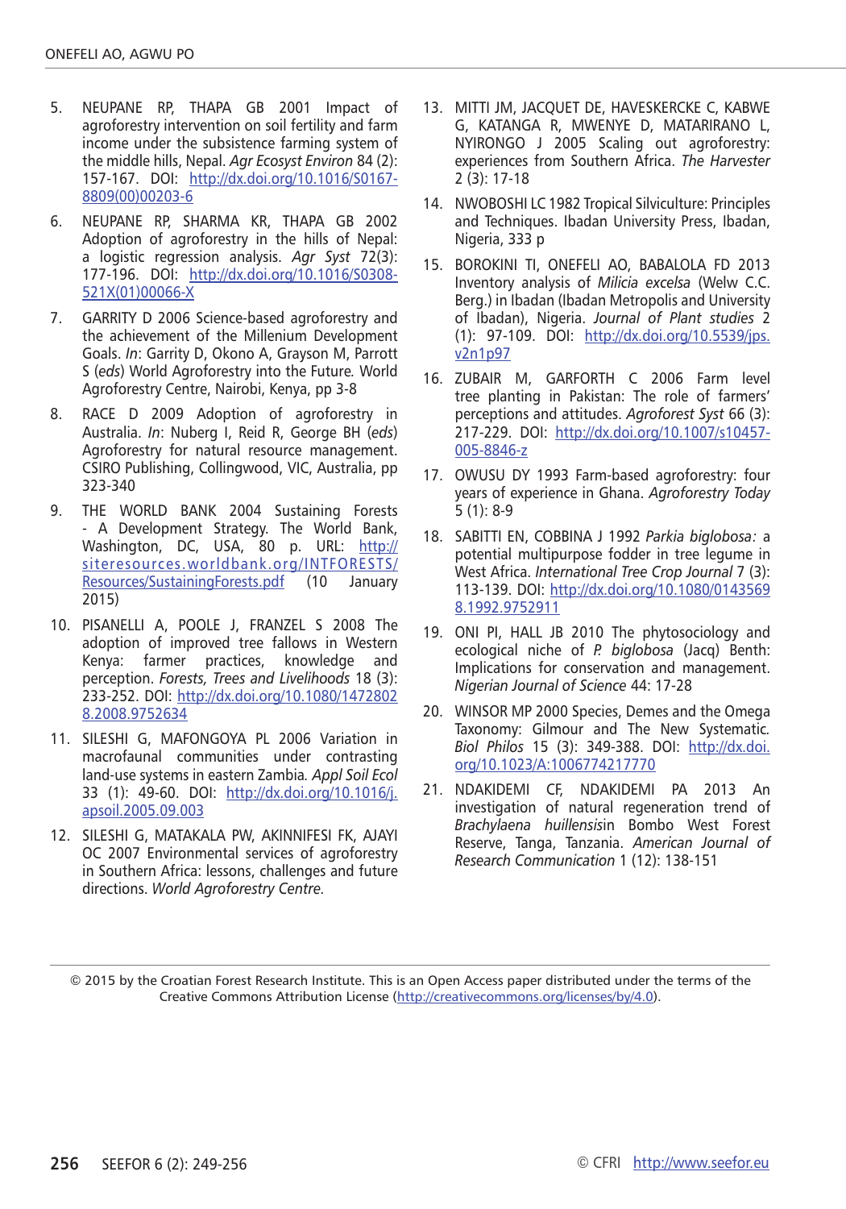5. NEUPANE RP, THAPA GB 2001 Impact of agroforestry intervention on soil fertility and farm income under the subsistence farming system of the middle hills, Nepal. *Agr Ecosyst Environ* 84 (2): 157-167. DOI: http://dx.doi.org/10.1016/S0167-8809(00)00203-6
6. NEUPANE RP, SHARMA KR, THAPA GB 2002 Adoption of agroforestry in the hills of Nepal: a logistic regression analysis. *Agr Syst* 72(3): 177-196. DOI: http://dx.doi.org/10.1016/S0308-521X(01)00066-X
7. GARRITY D 2006 Science-based agroforestry and the achievement of the Millenium Development Goals. *In*: Garrity D, Okono A, Grayson M, Parrott S (*eds*) World Agroforestry into the Future. World Agroforestry Centre, Nairobi, Kenya, pp 3-8
8. RACE D 2009 Adoption of agroforestry in Australia. *In*: Nuberg I, Reid R, George BH (*eds*) Agroforestry for natural resource management. CSIRO Publishing, Collingwood, VIC, Australia, pp 323-340
9. THE WORLD BANK 2004 Sustaining Forests - A Development Strategy. The World Bank, Washington, DC, USA, 80 p. URL: http://siteresources.worldbank.org/INTFORESTS/Resources/SustainingForests.pdf (10 January 2015)
10. PISANELLI A, POOLE J, FRANZEL S 2008 The adoption of improved tree fallows in Western Kenya: farmer practices, knowledge and perception. *Forests, Trees and Livelihoods* 18 (3): 233-252. DOI: http://dx.doi.org/10.1080/14728028.2008.9752634
11. SILESHI G, MAFONGOYA PL 2006 Variation in macrofaunal communities under contrasting land-use systems in eastern Zambia. *Appl Soil Ecol* 33 (1): 49-60. DOI: http://dx.doi.org/10.1016/j.apsoil.2005.09.003
12. SILESHI G, MATAKALA PW, AKINNIFESI FK, AJAYI OC 2007 Environmental services of agroforestry in Southern Africa: lessons, challenges and future directions. *World Agroforestry Centre.*
13. MITTI JM, JACQUET DE, HAVESKERCKE C, KABWE G, KATANGA R, MWENYE D, MATARIRANO L, NYIRONGO J 2005 Scaling out agroforestry: experiences from Southern Africa. *The Harvester* 2 (3): 17-18
14. NWOBOSHI LC 1982 Tropical Silviculture: Principles and Techniques. Ibadan University Press, Ibadan, Nigeria, 333 p
15. BOROKINI TI, ONEFELI AO, BABALOLA FD 2013 Inventory analysis of *Milicia excelsa* (Welw C.C. Berg.) in Ibadan (Ibadan Metropolis and University of Ibadan), Nigeria. *Journal of Plant studies* 2 (1): 97-109. DOI: http://dx.doi.org/10.5539/jps.v2n1p97
16. ZUBAIR M, GARFORTH C 2006 Farm level tree planting in Pakistan: The role of farmers' perceptions and attitudes. *Agroforest Syst* 66 (3): 217-229. DOI: http://dx.doi.org/10.1007/s10457-005-8846-z
17. OWUSU DY 1993 Farm-based agroforestry: four years of experience in Ghana. *Agroforestry Today* 5 (1): 8-9
18. SABITTI EN, COBBINA J 1992 *Parkia biglobosa:* a potential multipurpose fodder in tree legume in West Africa. *International Tree Crop Journal* 7 (3): 113-139. DOI: http://dx.doi.org/10.1080/01435698.1992.9752911
19. ONI PI, HALL JB 2010 The phytosociology and ecological niche of *P. biglobosa* (Jacq) Benth: Implications for conservation and management. *Nigerian Journal of Science* 44: 17-28
20. WINSOR MP 2000 Species, Demes and the Omega Taxonomy: Gilmour and The New Systematic. *Biol Philos* 15 (3): 349-388. DOI: http://dx.doi.org/10.1023/A:1006774217770
21. NDAKIDEMI CF, NDAKIDEMI PA 2013 An investigation of natural regeneration trend of *Brachylaena huillensis*in Bombo West Forest Reserve, Tanga, Tanzania. *American Journal of Research Communication* 1 (12): 138-151

© 2015 by the Croatian Forest Research Institute. This is an Open Access paper distributed under the terms of the Creative Commons Attribution License (http://creativecommons.org/licenses/by/4.0).